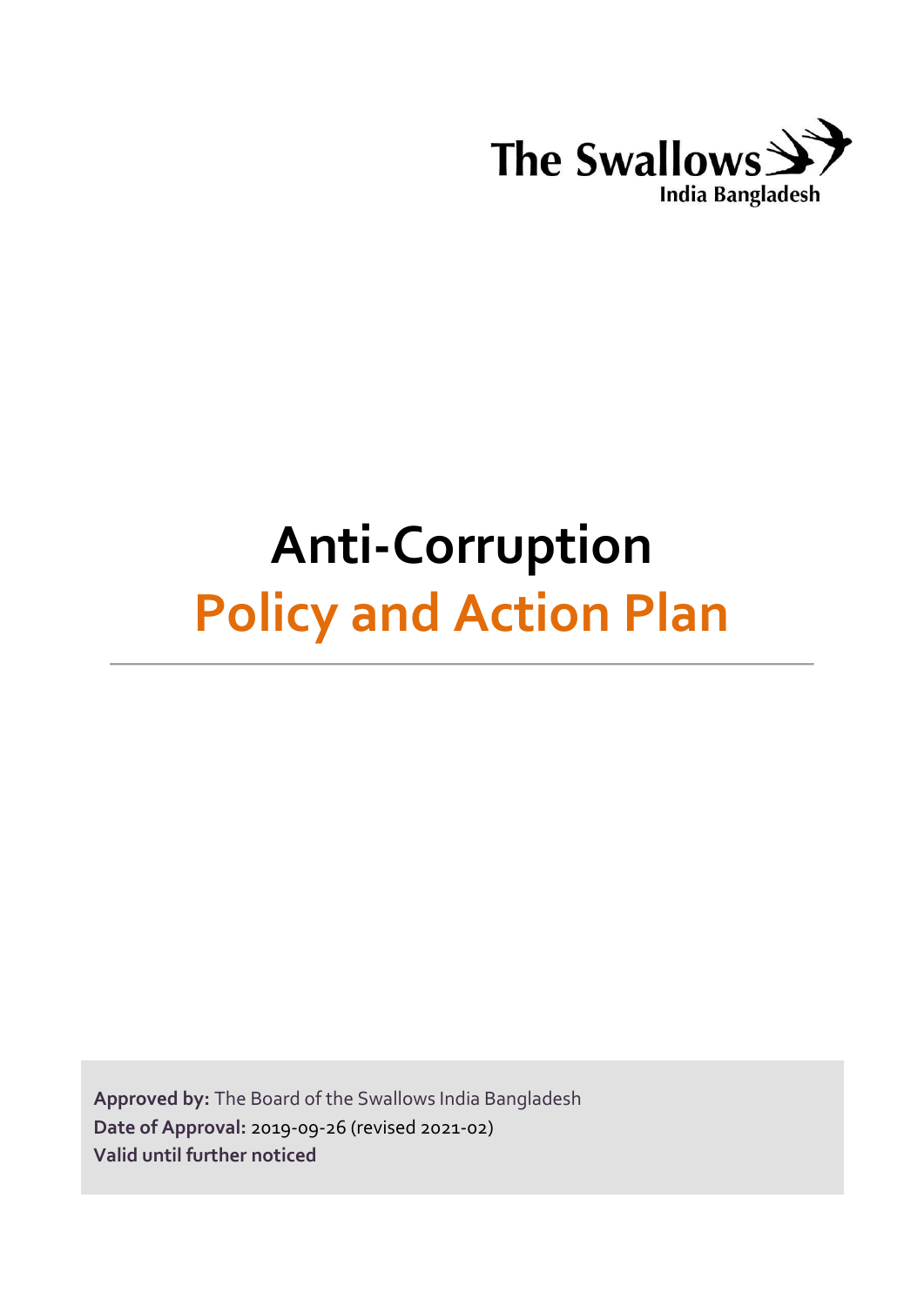The Swallows
India Bangladesh

# Anti-Corruption
# Policy and Action Plan

**Approved by:** The Board of the Swallows India Bangladesh
**Date of Approval:** 2019-09-26 (revised 2021-02)
**Valid until further noticed**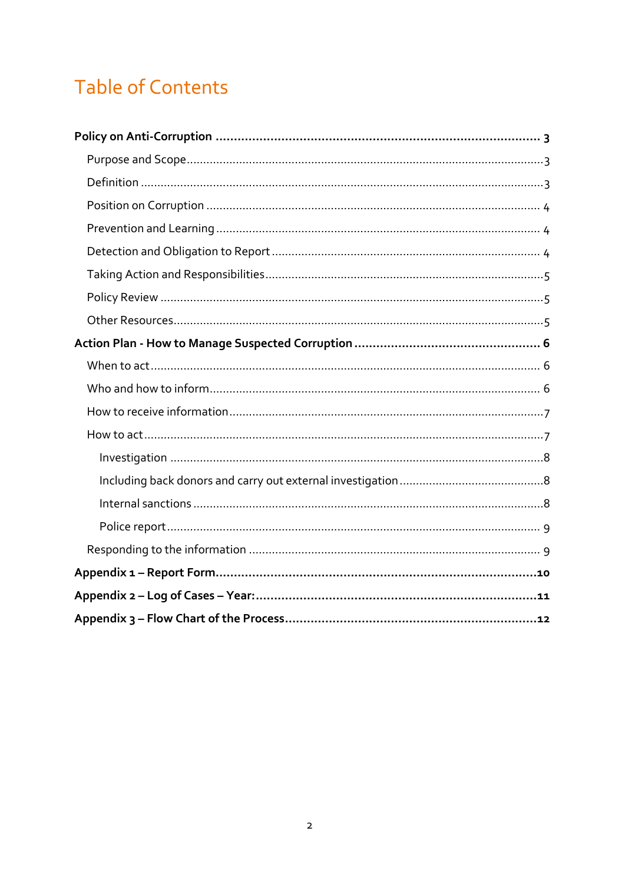# Table of Contents

**Policy on Anti-Corruption ........................................................................................ 3**

Purpose and Scope ....................................................................................................... 3

Definition ....................................................................................................................... 3

Position on Corruption .................................................................................................. 4

Prevention and Learning ............................................................................................... 4

Detection and Obligation to Report ............................................................................... 4

Taking Action and Responsibilities ................................................................................ 5

Policy Review ................................................................................................................ 5

Other Resources ............................................................................................................ 5

**Action Plan - How to Manage Suspected Corruption .................................................. 6**

When to act ................................................................................................................... 6

Who and how to inform ................................................................................................. 6

How to receive information ............................................................................................ 7

How to act ..................................................................................................................... 7

Investigation .................................................................................................................. 8

Including back donors and carry out external investigation ......................................... 8

Internal sanctions ........................................................................................................... 8

Police report ................................................................................................................... 9

Responding to the information ...................................................................................... 9

**Appendix 1 – Report Form ........................................................................................... 10**

**Appendix 2 – Log of Cases – Year: ............................................................................... 11**

**Appendix 3 – Flow Chart of the Process ...................................................................... 12**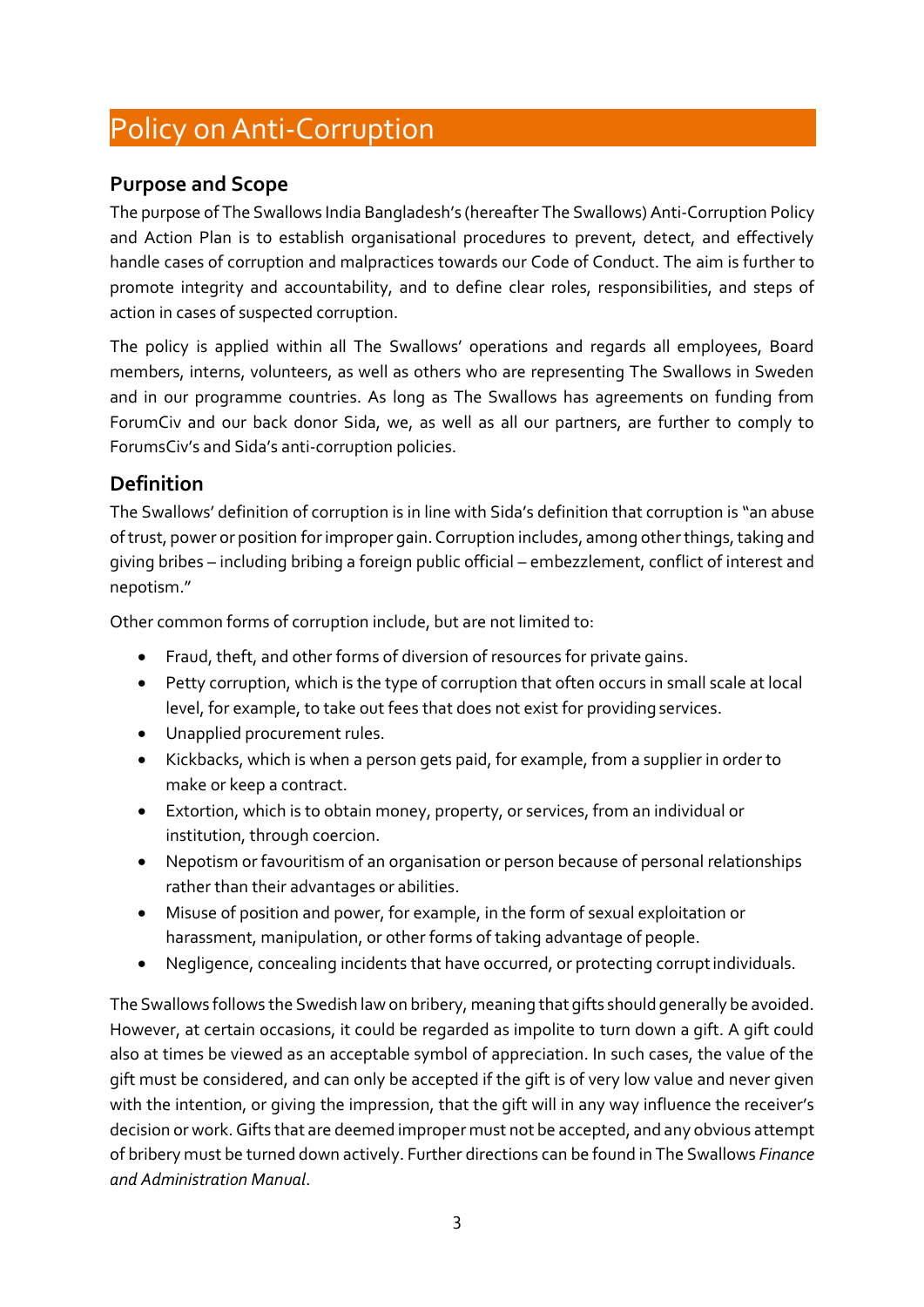# Policy on Anti-Corruption

## Purpose and Scope

The purpose of The Swallows India Bangladesh's (hereafter The Swallows) Anti-Corruption Policy and Action Plan is to establish organisational procedures to prevent, detect, and effectively handle cases of corruption and malpractices towards our Code of Conduct. The aim is further to promote integrity and accountability, and to define clear roles, responsibilities, and steps of action in cases of suspected corruption.

The policy is applied within all The Swallows' operations and regards all employees, Board members, interns, volunteers, as well as others who are representing The Swallows in Sweden and in our programme countries. As long as The Swallows has agreements on funding from ForumCiv and our back donor Sida, we, as well as all our partners, are further to comply to ForumsCiv's and Sida's anti-corruption policies.

## Definition

The Swallows' definition of corruption is in line with Sida's definition that corruption is "an abuse of trust, power or position for improper gain. Corruption includes, among other things, taking and giving bribes – including bribing a foreign public official – embezzlement, conflict of interest and nepotism."

Other common forms of corruption include, but are not limited to:

- Fraud, theft, and other forms of diversion of resources for private gains.
- Petty corruption, which is the type of corruption that often occurs in small scale at local level, for example, to take out fees that does not exist for providing services.
- Unapplied procurement rules.
- Kickbacks, which is when a person gets paid, for example, from a supplier in order to make or keep a contract.
- Extortion, which is to obtain money, property, or services, from an individual or institution, through coercion.
- Nepotism or favouritism of an organisation or person because of personal relationships rather than their advantages or abilities.
- Misuse of position and power, for example, in the form of sexual exploitation or harassment, manipulation, or other forms of taking advantage of people.
- Negligence, concealing incidents that have occurred, or protecting corrupt individuals.

The Swallows follows the Swedish law on bribery, meaning that gifts should generally be avoided. However, at certain occasions, it could be regarded as impolite to turn down a gift. A gift could also at times be viewed as an acceptable symbol of appreciation. In such cases, the value of the gift must be considered, and can only be accepted if the gift is of very low value and never given with the intention, or giving the impression, that the gift will in any way influence the receiver's decision or work. Gifts that are deemed improper must not be accepted, and any obvious attempt of bribery must be turned down actively. Further directions can be found in The Swallows *Finance and Administration Manual*.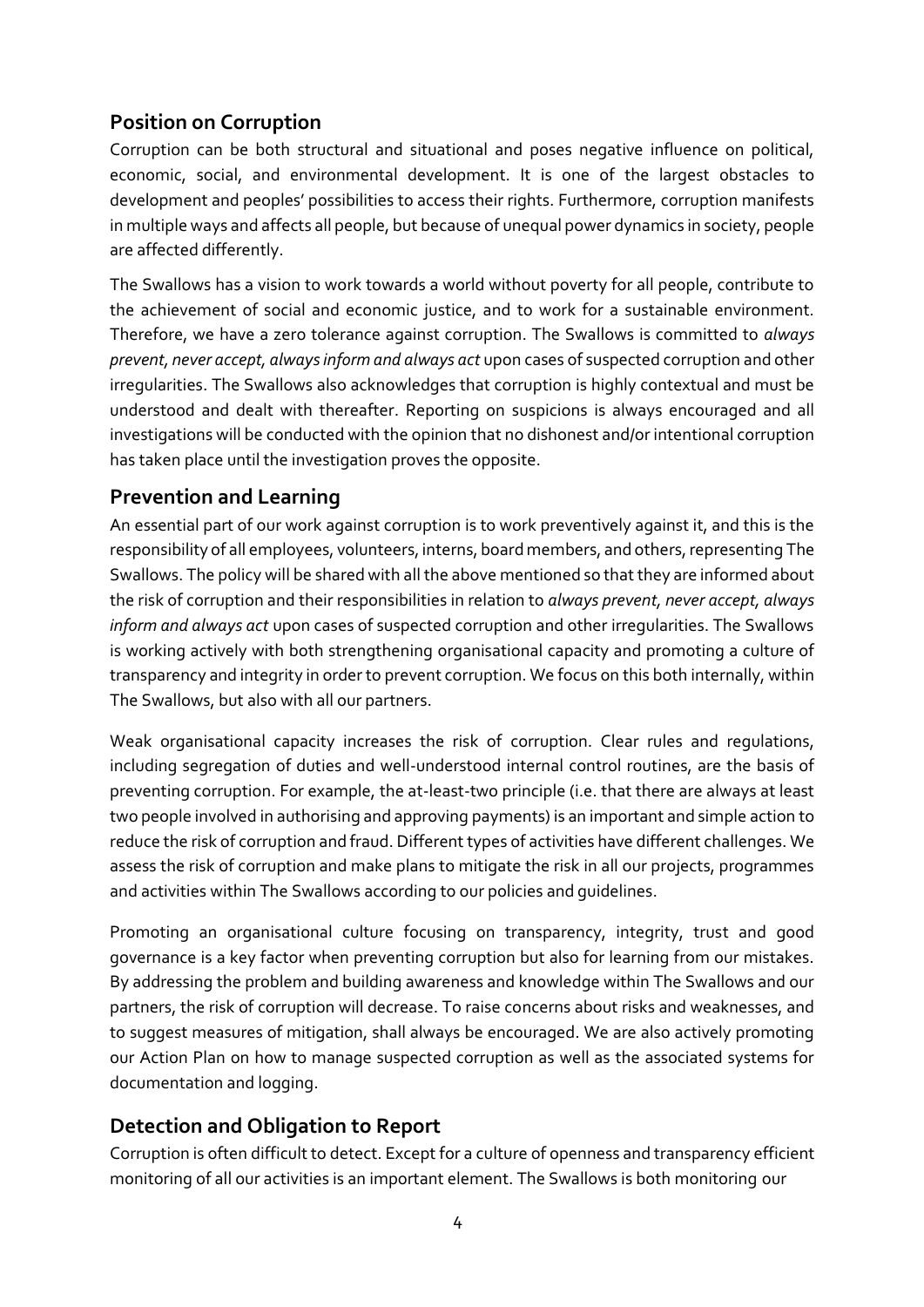## Position on Corruption

Corruption can be both structural and situational and poses negative influence on political, economic, social, and environmental development. It is one of the largest obstacles to development and peoples' possibilities to access their rights. Furthermore, corruption manifests in multiple ways and affects all people, but because of unequal power dynamics in society, people are affected differently.

The Swallows has a vision to work towards a world without poverty for all people, contribute to the achievement of social and economic justice, and to work for a sustainable environment. Therefore, we have a zero tolerance against corruption. The Swallows is committed to *always prevent, never accept, always inform and always act* upon cases of suspected corruption and other irregularities. The Swallows also acknowledges that corruption is highly contextual and must be understood and dealt with thereafter. Reporting on suspicions is always encouraged and all investigations will be conducted with the opinion that no dishonest and/or intentional corruption has taken place until the investigation proves the opposite.

## Prevention and Learning

An essential part of our work against corruption is to work preventively against it, and this is the responsibility of all employees, volunteers, interns, board members, and others, representing The Swallows. The policy will be shared with all the above mentioned so that they are informed about the risk of corruption and their responsibilities in relation to *always prevent, never accept, always inform and always act* upon cases of suspected corruption and other irregularities. The Swallows is working actively with both strengthening organisational capacity and promoting a culture of transparency and integrity in order to prevent corruption. We focus on this both internally, within The Swallows, but also with all our partners.

Weak organisational capacity increases the risk of corruption. Clear rules and regulations, including segregation of duties and well-understood internal control routines, are the basis of preventing corruption. For example, the at-least-two principle (i.e. that there are always at least two people involved in authorising and approving payments) is an important and simple action to reduce the risk of corruption and fraud. Different types of activities have different challenges. We assess the risk of corruption and make plans to mitigate the risk in all our projects, programmes and activities within The Swallows according to our policies and guidelines.

Promoting an organisational culture focusing on transparency, integrity, trust and good governance is a key factor when preventing corruption but also for learning from our mistakes. By addressing the problem and building awareness and knowledge within The Swallows and our partners, the risk of corruption will decrease. To raise concerns about risks and weaknesses, and to suggest measures of mitigation, shall always be encouraged. We are also actively promoting our Action Plan on how to manage suspected corruption as well as the associated systems for documentation and logging.

## Detection and Obligation to Report

Corruption is often difficult to detect. Except for a culture of openness and transparency efficient monitoring of all our activities is an important element. The Swallows is both monitoring our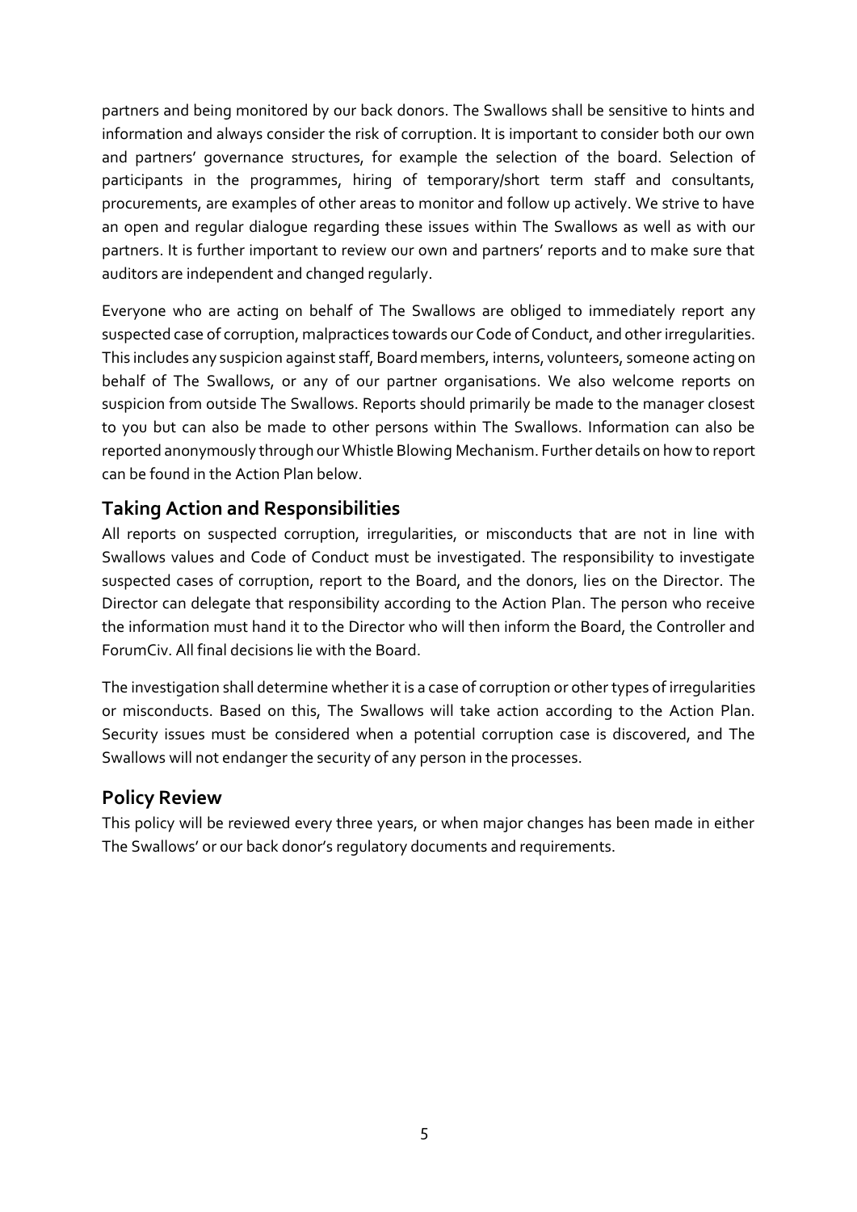partners and being monitored by our back donors. The Swallows shall be sensitive to hints and information and always consider the risk of corruption. It is important to consider both our own and partners' governance structures, for example the selection of the board. Selection of participants in the programmes, hiring of temporary/short term staff and consultants, procurements, are examples of other areas to monitor and follow up actively. We strive to have an open and regular dialogue regarding these issues within The Swallows as well as with our partners. It is further important to review our own and partners' reports and to make sure that auditors are independent and changed regularly.

Everyone who are acting on behalf of The Swallows are obliged to immediately report any suspected case of corruption, malpractices towards our Code of Conduct, and other irregularities. This includes any suspicion against staff, Board members, interns, volunteers, someone acting on behalf of The Swallows, or any of our partner organisations. We also welcome reports on suspicion from outside The Swallows. Reports should primarily be made to the manager closest to you but can also be made to other persons within The Swallows. Information can also be reported anonymously through our Whistle Blowing Mechanism. Further details on how to report can be found in the Action Plan below.

## Taking Action and Responsibilities

All reports on suspected corruption, irregularities, or misconducts that are not in line with Swallows values and Code of Conduct must be investigated. The responsibility to investigate suspected cases of corruption, report to the Board, and the donors, lies on the Director. The Director can delegate that responsibility according to the Action Plan. The person who receive the information must hand it to the Director who will then inform the Board, the Controller and ForumCiv. All final decisions lie with the Board.

The investigation shall determine whether it is a case of corruption or other types of irregularities or misconducts. Based on this, The Swallows will take action according to the Action Plan. Security issues must be considered when a potential corruption case is discovered, and The Swallows will not endanger the security of any person in the processes.

## Policy Review

This policy will be reviewed every three years, or when major changes has been made in either The Swallows' or our back donor's regulatory documents and requirements.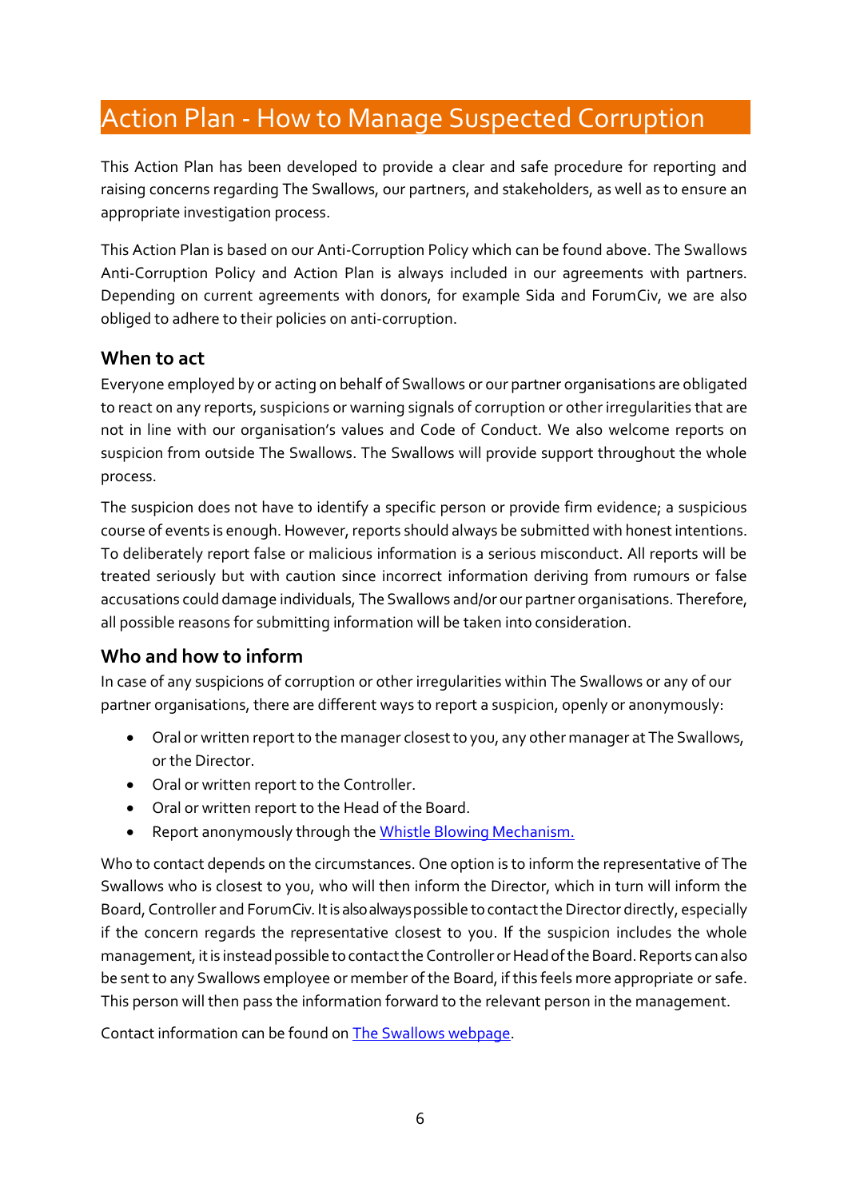# Action Plan - How to Manage Suspected Corruption

This Action Plan has been developed to provide a clear and safe procedure for reporting and raising concerns regarding The Swallows, our partners, and stakeholders, as well as to ensure an appropriate investigation process.

This Action Plan is based on our Anti-Corruption Policy which can be found above. The Swallows Anti-Corruption Policy and Action Plan is always included in our agreements with partners. Depending on current agreements with donors, for example Sida and ForumCiv, we are also obliged to adhere to their policies on anti-corruption.

## When to act

Everyone employed by or acting on behalf of Swallows or our partner organisations are obligated to react on any reports, suspicions or warning signals of corruption or other irregularities that are not in line with our organisation's values and Code of Conduct. We also welcome reports on suspicion from outside The Swallows. The Swallows will provide support throughout the whole process.

The suspicion does not have to identify a specific person or provide firm evidence; a suspicious course of events is enough. However, reports should always be submitted with honest intentions. To deliberately report false or malicious information is a serious misconduct. All reports will be treated seriously but with caution since incorrect information deriving from rumours or false accusations could damage individuals, The Swallows and/or our partner organisations. Therefore, all possible reasons for submitting information will be taken into consideration.

## Who and how to inform

In case of any suspicions of corruption or other irregularities within The Swallows or any of our partner organisations, there are different ways to report a suspicion, openly or anonymously:

- Oral or written report to the manager closest to you, any other manager at The Swallows, or the Director.
- Oral or written report to the Controller.
- Oral or written report to the Head of the Board.
- Report anonymously through the Whistle Blowing Mechanism.

Who to contact depends on the circumstances. One option is to inform the representative of The Swallows who is closest to you, who will then inform the Director, which in turn will inform the Board, Controller and ForumCiv. It is also always possible to contact the Director directly, especially if the concern regards the representative closest to you. If the suspicion includes the whole management, it is instead possible to contact the Controller or Head of the Board. Reports can also be sent to any Swallows employee or member of the Board, if this feels more appropriate or safe. This person will then pass the information forward to the relevant person in the management.

Contact information can be found on The Swallows webpage.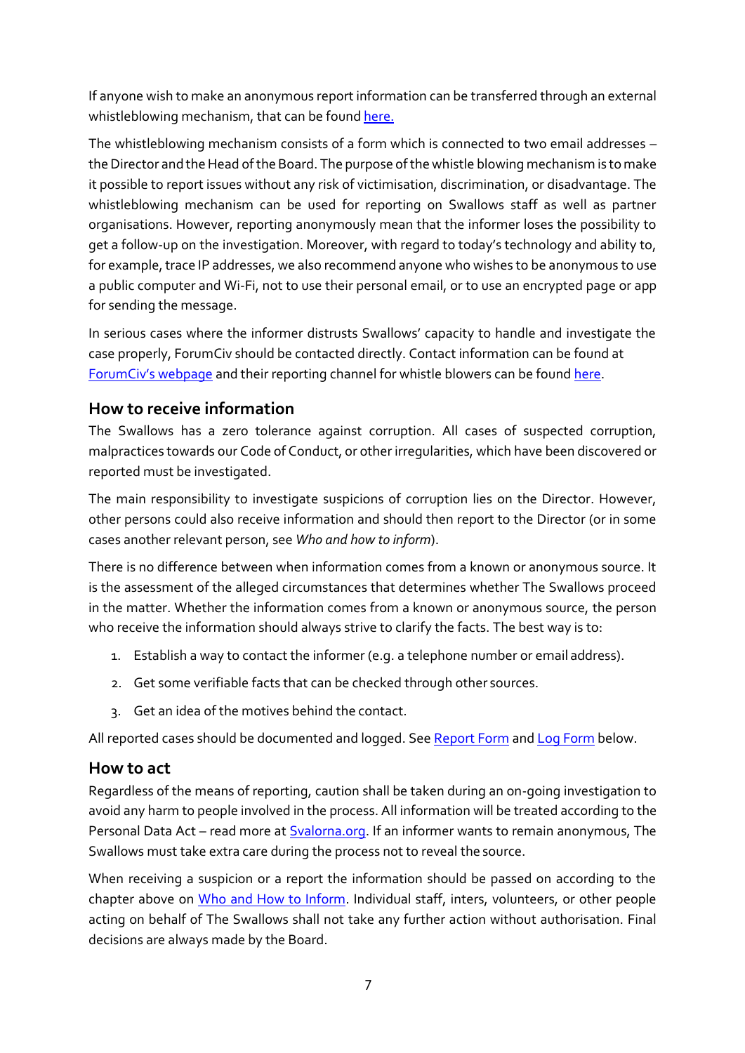If anyone wish to make an anonymous report information can be transferred through an external whistleblowing mechanism, that can be found here.

The whistleblowing mechanism consists of a form which is connected to two email addresses – the Director and the Head of the Board. The purpose of the whistle blowing mechanism is to make it possible to report issues without any risk of victimisation, discrimination, or disadvantage. The whistleblowing mechanism can be used for reporting on Swallows staff as well as partner organisations. However, reporting anonymously mean that the informer loses the possibility to get a follow-up on the investigation. Moreover, with regard to today's technology and ability to, for example, trace IP addresses, we also recommend anyone who wishes to be anonymous to use a public computer and Wi-Fi, not to use their personal email, or to use an encrypted page or app for sending the message.

In serious cases where the informer distrusts Swallows' capacity to handle and investigate the case properly, ForumCiv should be contacted directly. Contact information can be found at ForumCiv's webpage and their reporting channel for whistle blowers can be found here.

## How to receive information

The Swallows has a zero tolerance against corruption. All cases of suspected corruption, malpractices towards our Code of Conduct, or other irregularities, which have been discovered or reported must be investigated.

The main responsibility to investigate suspicions of corruption lies on the Director. However, other persons could also receive information and should then report to the Director (or in some cases another relevant person, see *Who and how to inform*).

There is no difference between when information comes from a known or anonymous source. It is the assessment of the alleged circumstances that determines whether The Swallows proceed in the matter. Whether the information comes from a known or anonymous source, the person who receive the information should always strive to clarify the facts. The best way is to:

1. Establish a way to contact the informer (e.g. a telephone number or email address).
2. Get some verifiable facts that can be checked through other sources.
3. Get an idea of the motives behind the contact.

All reported cases should be documented and logged. See Report Form and Log Form below.

## How to act

Regardless of the means of reporting, caution shall be taken during an on-going investigation to avoid any harm to people involved in the process. All information will be treated according to the Personal Data Act – read more at Svalorna.org. If an informer wants to remain anonymous, The Swallows must take extra care during the process not to reveal the source.

When receiving a suspicion or a report the information should be passed on according to the chapter above on Who and How to Inform. Individual staff, inters, volunteers, or other people acting on behalf of The Swallows shall not take any further action without authorisation. Final decisions are always made by the Board.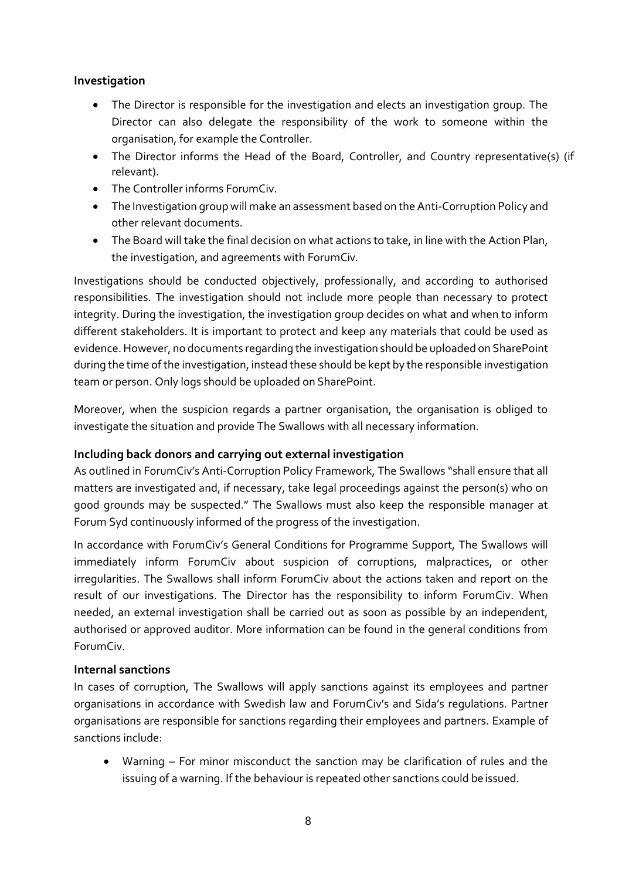### Investigation

- The Director is responsible for the investigation and elects an investigation group. The Director can also delegate the responsibility of the work to someone within the organisation, for example the Controller.
- The Director informs the Head of the Board, Controller, and Country representative(s) (if relevant).
- The Controller informs ForumCiv.
- The Investigation group will make an assessment based on the Anti-Corruption Policy and other relevant documents.
- The Board will take the final decision on what actions to take, in line with the Action Plan, the investigation, and agreements with ForumCiv.

Investigations should be conducted objectively, professionally, and according to authorised responsibilities. The investigation should not include more people than necessary to protect integrity. During the investigation, the investigation group decides on what and when to inform different stakeholders. It is important to protect and keep any materials that could be used as evidence. However, no documents regarding the investigation should be uploaded on SharePoint during the time of the investigation, instead these should be kept by the responsible investigation team or person. Only logs should be uploaded on SharePoint.

Moreover, when the suspicion regards a partner organisation, the organisation is obliged to investigate the situation and provide The Swallows with all necessary information.

### Including back donors and carrying out external investigation

As outlined in ForumCiv's Anti-Corruption Policy Framework, The Swallows "shall ensure that all matters are investigated and, if necessary, take legal proceedings against the person(s) who on good grounds may be suspected." The Swallows must also keep the responsible manager at Forum Syd continuously informed of the progress of the investigation.

In accordance with ForumCiv's General Conditions for Programme Support, The Swallows will immediately inform ForumCiv about suspicion of corruptions, malpractices, or other irregularities. The Swallows shall inform ForumCiv about the actions taken and report on the result of our investigations. The Director has the responsibility to inform ForumCiv. When needed, an external investigation shall be carried out as soon as possible by an independent, authorised or approved auditor. More information can be found in the general conditions from ForumCiv.

### Internal sanctions

In cases of corruption, The Swallows will apply sanctions against its employees and partner organisations in accordance with Swedish law and ForumCiv's and Sida's regulations. Partner organisations are responsible for sanctions regarding their employees and partners. Example of sanctions include:

- Warning – For minor misconduct the sanction may be clarification of rules and the issuing of a warning. If the behaviour is repeated other sanctions could be issued.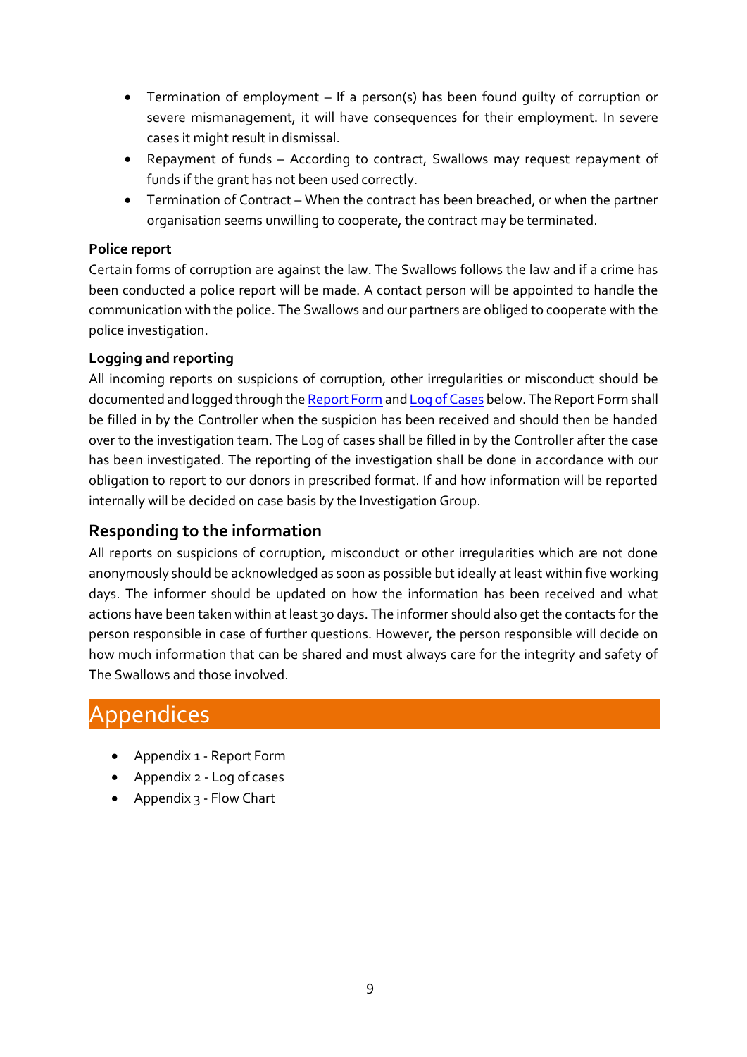- Termination of employment – If a person(s) has been found guilty of corruption or severe mismanagement, it will have consequences for their employment. In severe cases it might result in dismissal.
- Repayment of funds – According to contract, Swallows may request repayment of funds if the grant has not been used correctly.
- Termination of Contract – When the contract has been breached, or when the partner organisation seems unwilling to cooperate, the contract may be terminated.

**Police report**

Certain forms of corruption are against the law. The Swallows follows the law and if a crime has been conducted a police report will be made. A contact person will be appointed to handle the communication with the police. The Swallows and our partners are obliged to cooperate with the police investigation.

**Logging and reporting**

All incoming reports on suspicions of corruption, other irregularities or misconduct should be documented and logged through the Report Form and Log of Cases below. The Report Form shall be filled in by the Controller when the suspicion has been received and should then be handed over to the investigation team. The Log of cases shall be filled in by the Controller after the case has been investigated. The reporting of the investigation shall be done in accordance with our obligation to report to our donors in prescribed format. If and how information will be reported internally will be decided on case basis by the Investigation Group.

## Responding to the information

All reports on suspicions of corruption, misconduct or other irregularities which are not done anonymously should be acknowledged as soon as possible but ideally at least within five working days. The informer should be updated on how the information has been received and what actions have been taken within at least 30 days. The informer should also get the contacts for the person responsible in case of further questions. However, the person responsible will decide on how much information that can be shared and must always care for the integrity and safety of The Swallows and those involved.

# Appendices

- Appendix 1 - Report Form
- Appendix 2 - Log of cases
- Appendix 3 - Flow Chart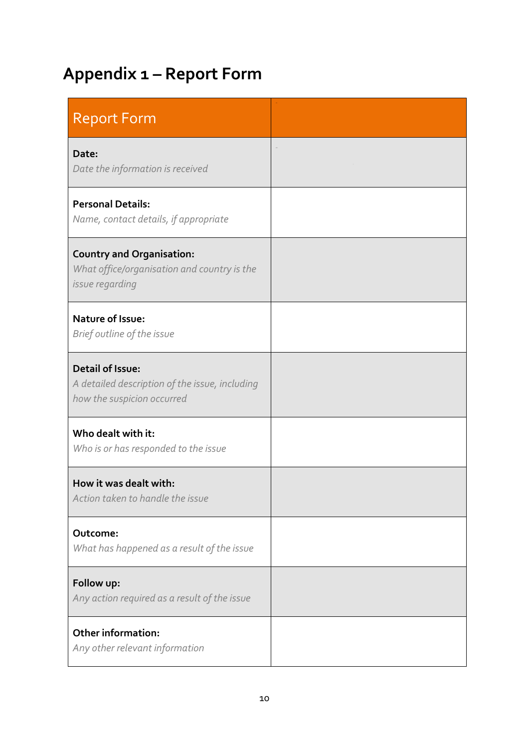# Appendix 1 – Report Form

| Report Form | |
|---|---|
| **Date:**<br>*Date the information is received* | |
| **Personal Details:**<br>*Name, contact details, if appropriate* | |
| **Country and Organisation:**<br>*What office/organisation and country is the issue regarding* | |
| **Nature of Issue:**<br>*Brief outline of the issue* | |
| **Detail of Issue:**<br>*A detailed description of the issue, including how the suspicion occurred* | |
| **Who dealt with it:**<br>*Who is or has responded to the issue* | |
| **How it was dealt with:**<br>*Action taken to handle the issue* | |
| **Outcome:**<br>*What has happened as a result of the issue* | |
| **Follow up:**<br>*Any action required as a result of the issue* | |
| **Other information:**<br>*Any other relevant information* | |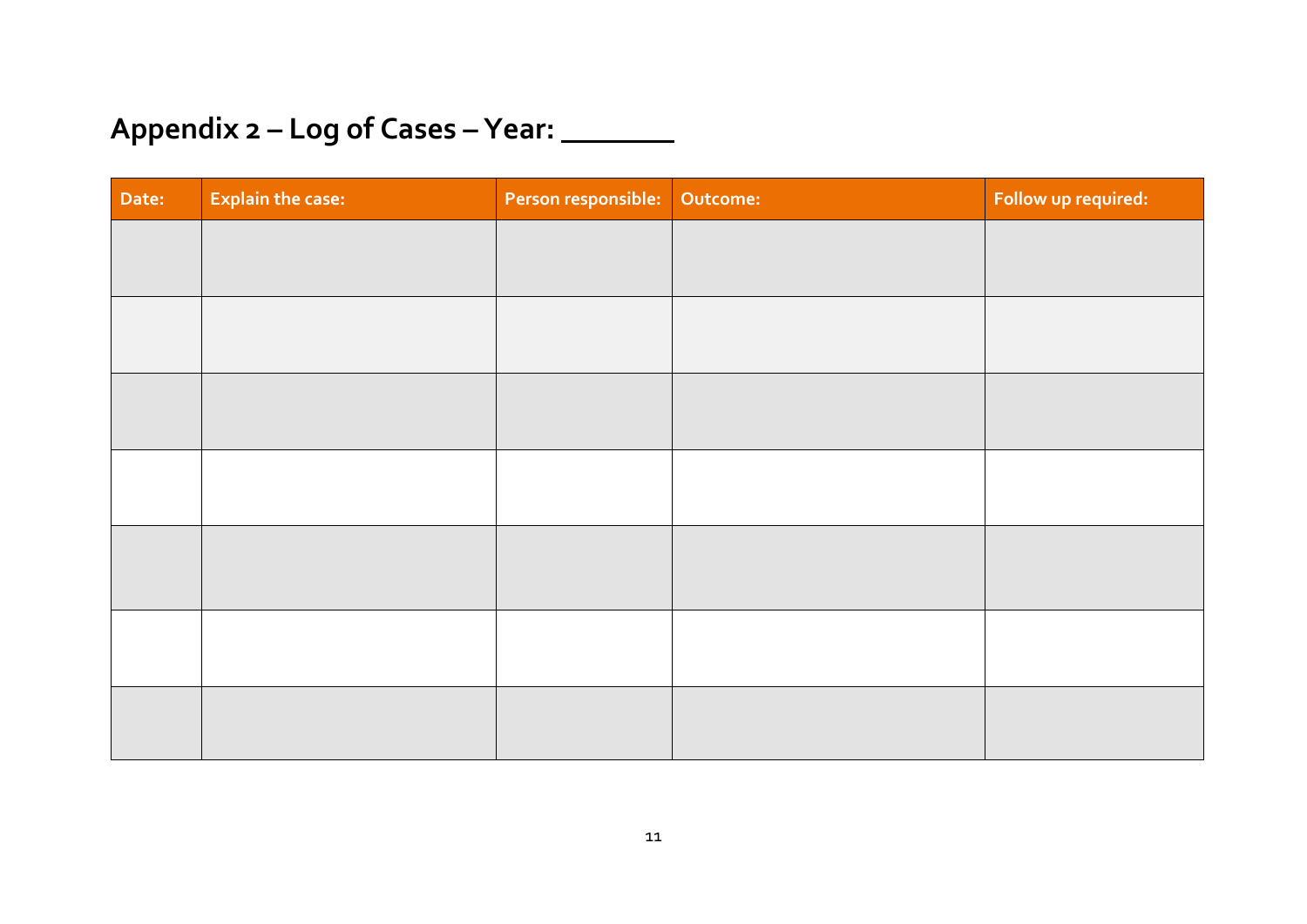# Appendix 2 – Log of Cases – Year: ________

| Date: | Explain the case: | Person responsible: | Outcome: | Follow up required: |
|---|---|---|---|---|
| | | | | |
| | | | | |
| | | | | |
| | | | | |
| | | | | |
| | | | | |
| | | | | |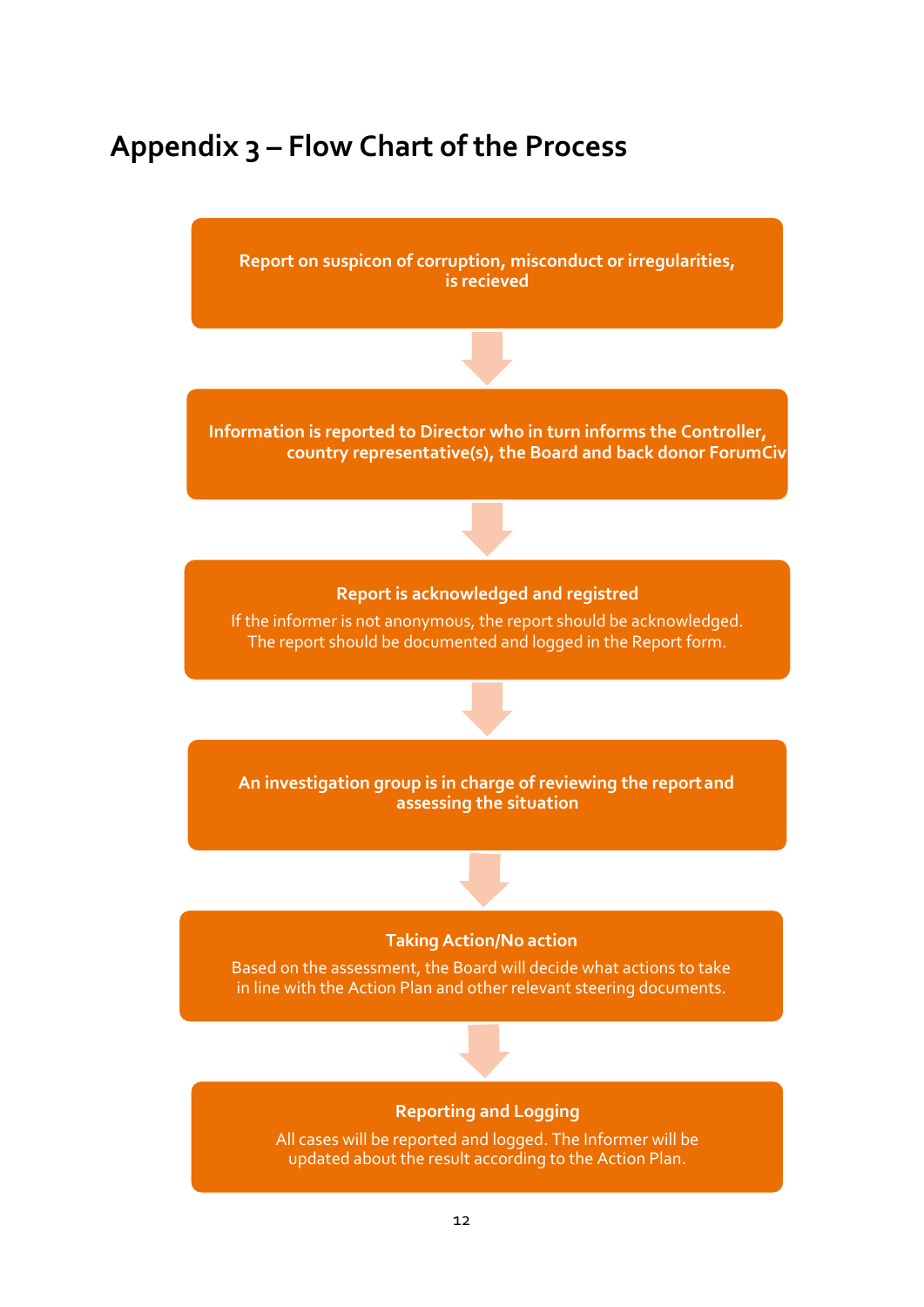## Appendix 3 – Flow Chart of the Process

**Report on suspicon of corruption, misconduct or irregularities, is recieved**

**Information is reported to Director who in turn informs the Controller, country representative(s), the Board and back donor ForumCiv**

**Report is acknowledged and registred**

If the informer is not anonymous, the report should be acknowledged. The report should be documented and logged in the Report form.

**An investigation group is in charge of reviewing the report and assessing the situation**

**Taking Action/No action**

Based on the assessment, the Board will decide what actions to take in line with the Action Plan and other relevant steering documents.

**Reporting and Logging**

All cases will be reported and logged. The Informer will be updated about the result according to the Action Plan.